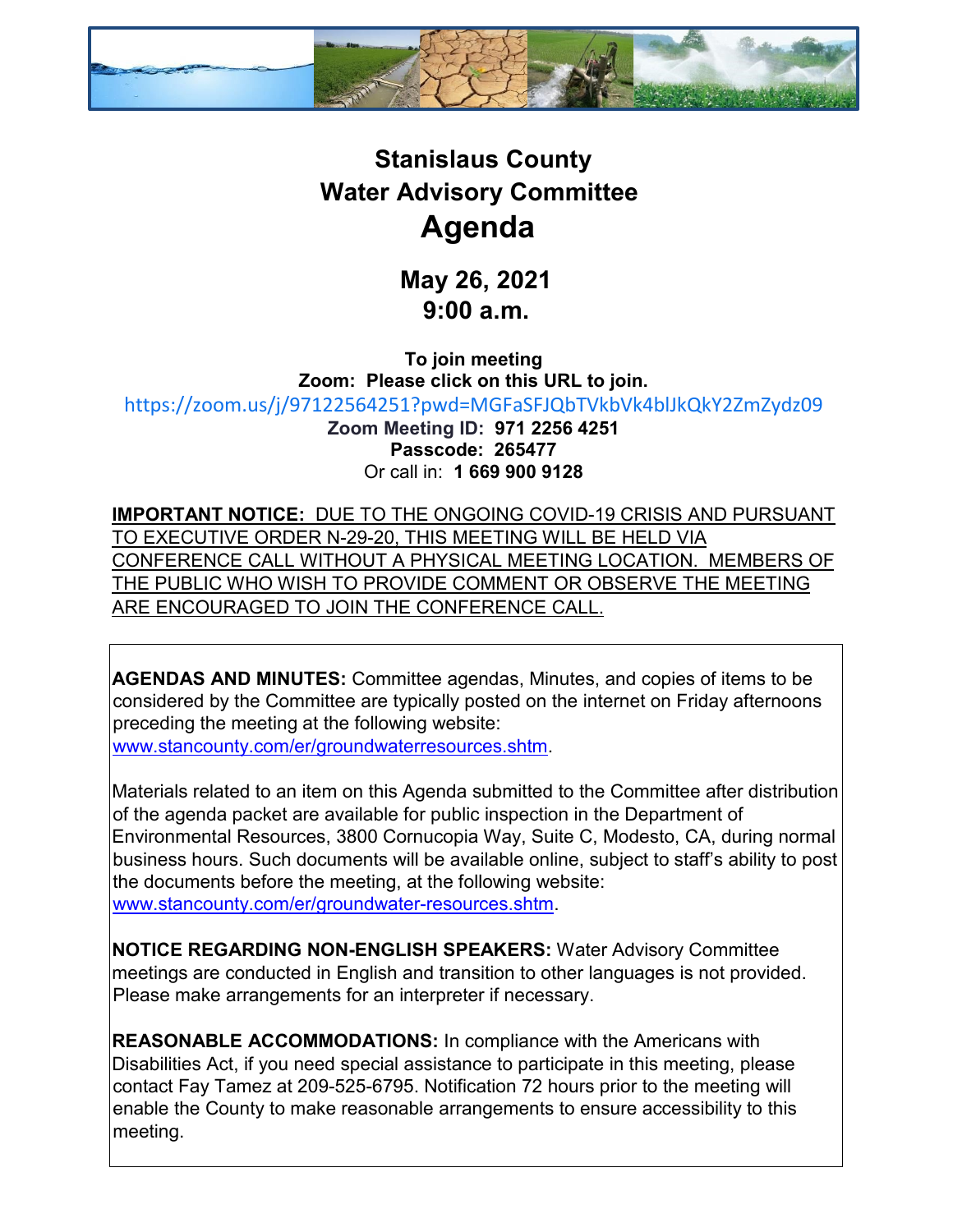# Stanislaus County
# Water Advisory Committee
# Agenda

## May 26, 2021
## 9:00 a.m.

**To join meeting**
**Zoom: Please click on this URL to join.**
https://zoom.us/j/97122564251?pwd=MGFaSFJQbTVkbVk4blJkQkY2ZmZydz09
**Zoom Meeting ID: 971 2256 4251**
**Passcode: 265477**
Or call in: **1 669 900 9128**

**IMPORTANT NOTICE:** DUE TO THE ONGOING COVID-19 CRISIS AND PURSUANT TO EXECUTIVE ORDER N-29-20, THIS MEETING WILL BE HELD VIA CONFERENCE CALL WITHOUT A PHYSICAL MEETING LOCATION. MEMBERS OF THE PUBLIC WHO WISH TO PROVIDE COMMENT OR OBSERVE THE MEETING ARE ENCOURAGED TO JOIN THE CONFERENCE CALL.

**AGENDAS AND MINUTES:** Committee agendas, Minutes, and copies of items to be considered by the Committee are typically posted on the internet on Friday afternoons preceding the meeting at the following website: www.stancounty.com/er/groundwaterresources.shtm.

Materials related to an item on this Agenda submitted to the Committee after distribution of the agenda packet are available for public inspection in the Department of Environmental Resources, 3800 Cornucopia Way, Suite C, Modesto, CA, during normal business hours. Such documents will be available online, subject to staff's ability to post the documents before the meeting, at the following website: www.stancounty.com/er/groundwater-resources.shtm.

**NOTICE REGARDING NON-ENGLISH SPEAKERS:** Water Advisory Committee meetings are conducted in English and transition to other languages is not provided. Please make arrangements for an interpreter if necessary.

**REASONABLE ACCOMMODATIONS:** In compliance with the Americans with Disabilities Act, if you need special assistance to participate in this meeting, please contact Fay Tamez at 209-525-6795. Notification 72 hours prior to the meeting will enable the County to make reasonable arrangements to ensure accessibility to this meeting.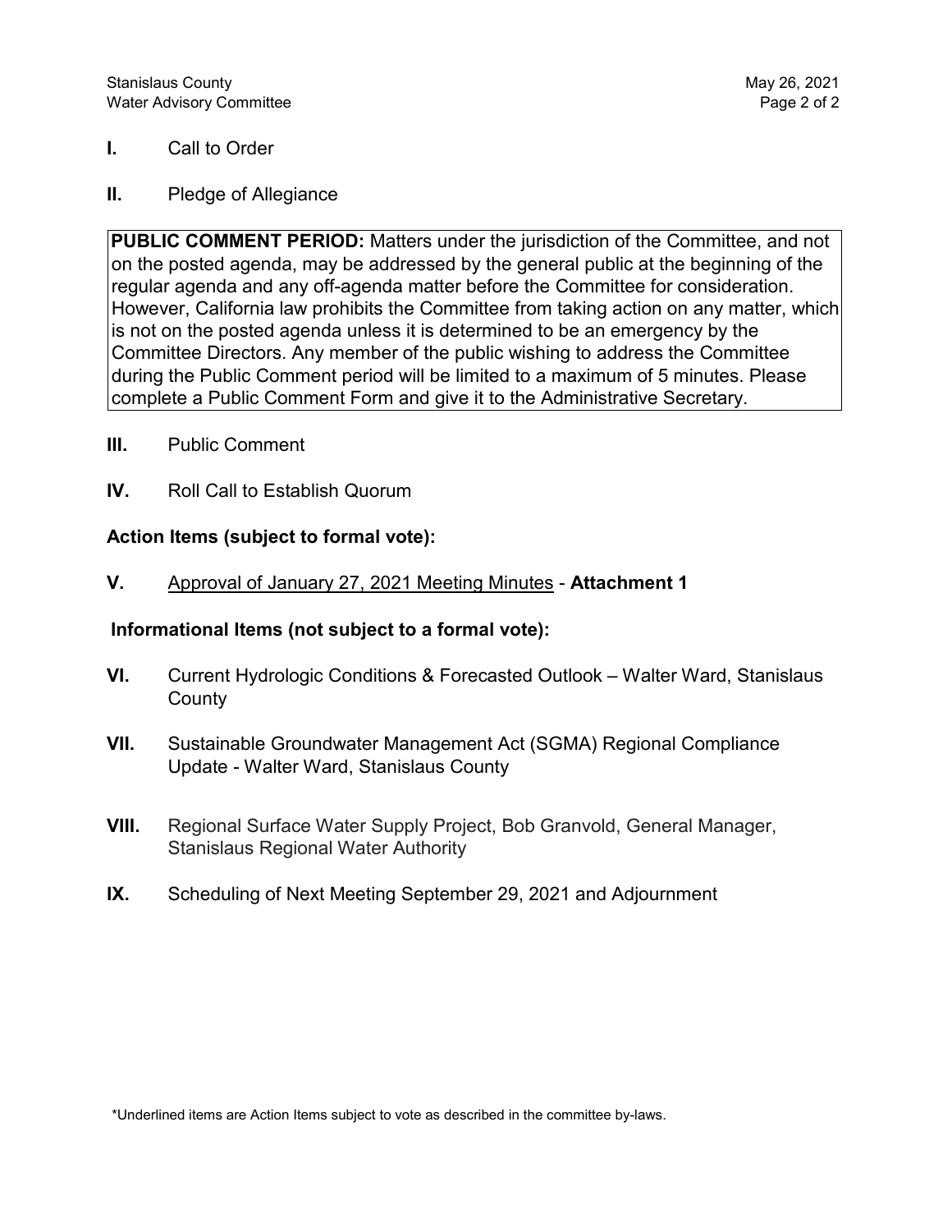**I.** Call to Order

**II.** Pledge of Allegiance

**PUBLIC COMMENT PERIOD:** Matters under the jurisdiction of the Committee, and not on the posted agenda, may be addressed by the general public at the beginning of the regular agenda and any off-agenda matter before the Committee for consideration. However, California law prohibits the Committee from taking action on any matter, which is not on the posted agenda unless it is determined to be an emergency by the Committee Directors. Any member of the public wishing to address the Committee during the Public Comment period will be limited to a maximum of 5 minutes. Please complete a Public Comment Form and give it to the Administrative Secretary.

**III.** Public Comment

**IV.** Roll Call to Establish Quorum

**Action Items (subject to formal vote):**

**V.** <u>Approval of January 27, 2021 Meeting Minutes</u> - **Attachment 1**

**Informational Items (not subject to a formal vote):**

**VI.** Current Hydrologic Conditions & Forecasted Outlook – Walter Ward, Stanislaus County

**VII.** Sustainable Groundwater Management Act (SGMA) Regional Compliance Update - Walter Ward, Stanislaus County

**VIII.** Regional Surface Water Supply Project, Bob Granvold, General Manager, Stanislaus Regional Water Authority

**IX.** Scheduling of Next Meeting September 29, 2021 and Adjournment

*Underlined items are Action Items subject to vote as described in the committee by-laws.